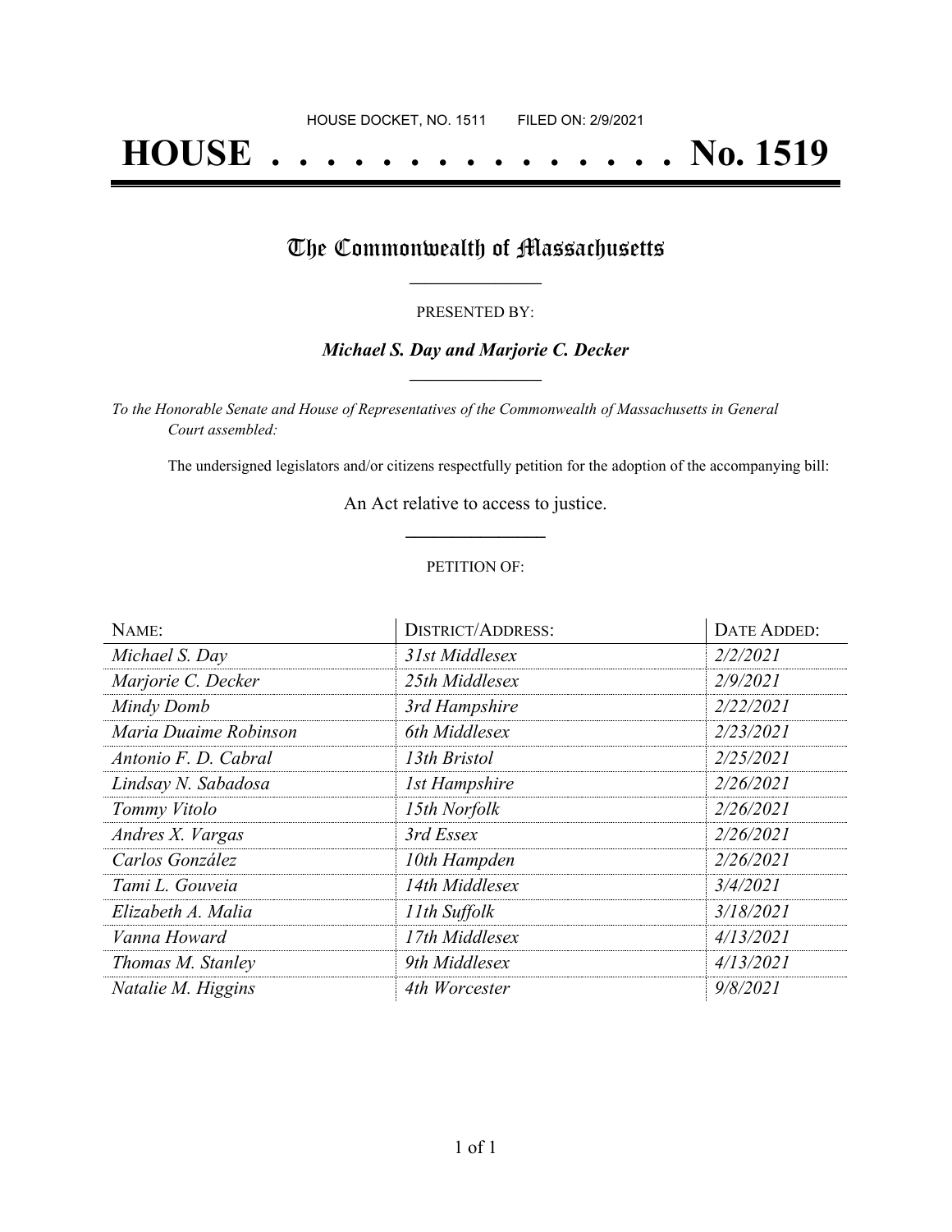HOUSE DOCKET, NO. 1511        FILED ON: 2/9/2021

# HOUSE . . . . . . . . . . . . . . . No. 1519

## The Commonwealth of Massachusetts

PRESENTED BY:

***Michael S. Day and Marjorie C. Decker***

*To the Honorable Senate and House of Representatives of the Commonwealth of Massachusetts in General Court assembled:*

The undersigned legislators and/or citizens respectfully petition for the adoption of the accompanying bill:

An Act relative to access to justice.

PETITION OF:

| NAME: | DISTRICT/ADDRESS: | DATE ADDED: |
|---|---|---|
| *Michael S. Day* | *31st Middlesex* | *2/2/2021* |
| *Marjorie C. Decker* | *25th Middlesex* | *2/9/2021* |
| *Mindy Domb* | *3rd Hampshire* | *2/22/2021* |
| *Maria Duaime Robinson* | *6th Middlesex* | *2/23/2021* |
| *Antonio F. D. Cabral* | *13th Bristol* | *2/25/2021* |
| *Lindsay N. Sabadosa* | *1st Hampshire* | *2/26/2021* |
| *Tommy Vitolo* | *15th Norfolk* | *2/26/2021* |
| *Andres X. Vargas* | *3rd Essex* | *2/26/2021* |
| *Carlos González* | *10th Hampden* | *2/26/2021* |
| *Tami L. Gouveia* | *14th Middlesex* | *3/4/2021* |
| *Elizabeth A. Malia* | *11th Suffolk* | *3/18/2021* |
| *Vanna Howard* | *17th Middlesex* | *4/13/2021* |
| *Thomas M. Stanley* | *9th Middlesex* | *4/13/2021* |
| *Natalie M. Higgins* | *4th Worcester* | *9/8/2021* |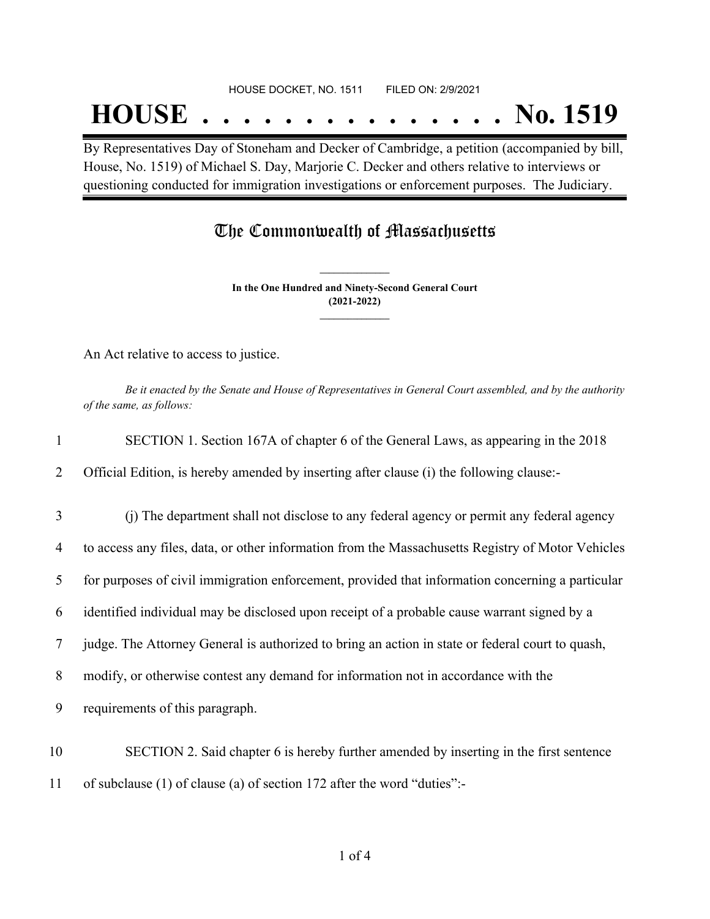HOUSE DOCKET, NO. 1511        FILED ON: 2/9/2021

# HOUSE . . . . . . . . . . . . . . . No. 1519

By Representatives Day of Stoneham and Decker of Cambridge, a petition (accompanied by bill, House, No. 1519) of Michael S. Day, Marjorie C. Decker and others relative to interviews or questioning conducted for immigration investigations or enforcement purposes. The Judiciary.

## The Commonwealth of Massachusetts

**In the One Hundred and Ninety-Second General Court (2021-2022)**

An Act relative to access to justice.

*Be it enacted by the Senate and House of Representatives in General Court assembled, and by the authority of the same, as follows:*

1 SECTION 1. Section 167A of chapter 6 of the General Laws, as appearing in the 2018
2 Official Edition, is hereby amended by inserting after clause (i) the following clause:-

3 (j) The department shall not disclose to any federal agency or permit any federal agency
4 to access any files, data, or other information from the Massachusetts Registry of Motor Vehicles
5 for purposes of civil immigration enforcement, provided that information concerning a particular
6 identified individual may be disclosed upon receipt of a probable cause warrant signed by a
7 judge. The Attorney General is authorized to bring an action in state or federal court to quash,
8 modify, or otherwise contest any demand for information not in accordance with the
9 requirements of this paragraph.

10 SECTION 2. Said chapter 6 is hereby further amended by inserting in the first sentence
11 of subclause (1) of clause (a) of section 172 after the word "duties":-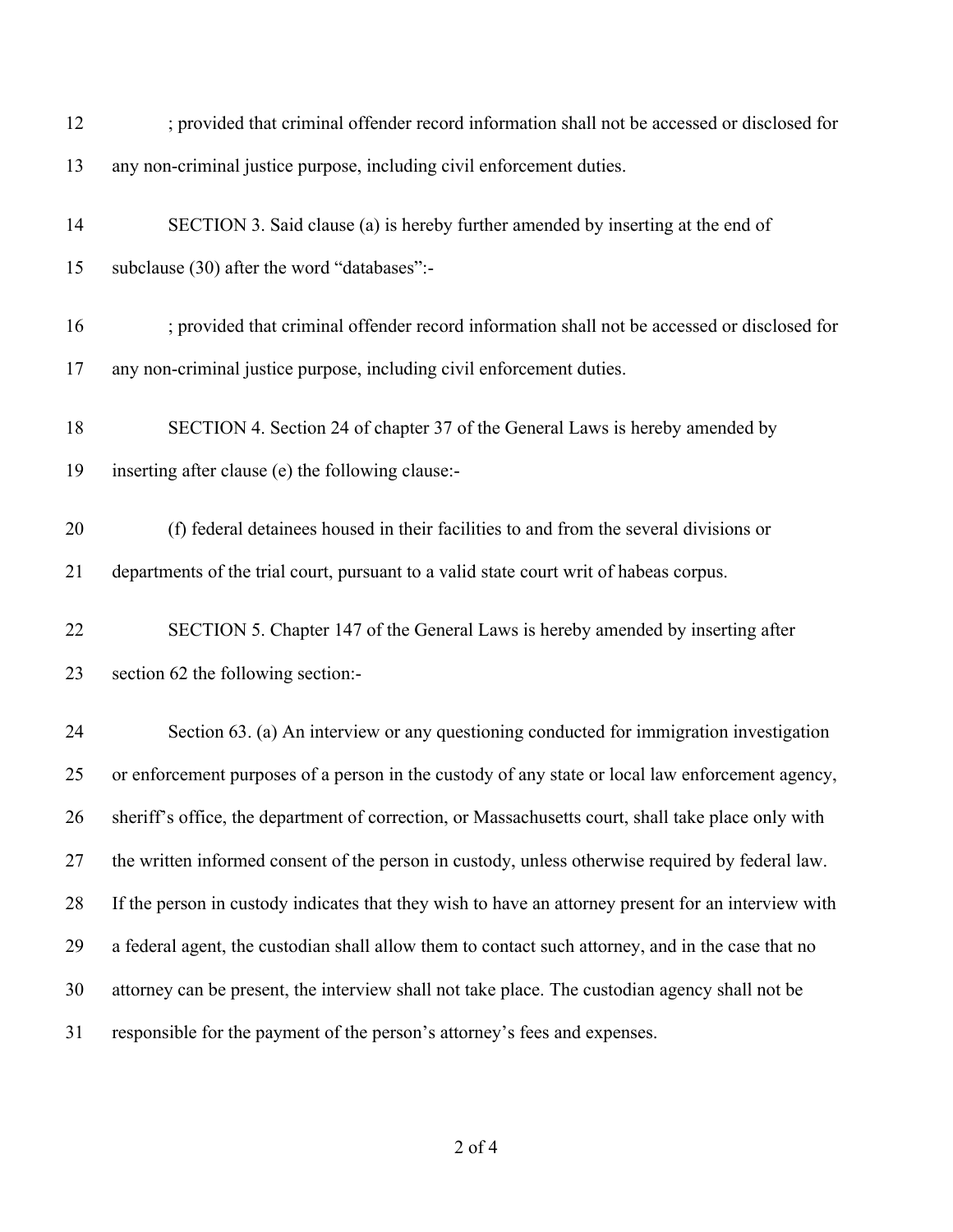; provided that criminal offender record information shall not be accessed or disclosed for any non-criminal justice purpose, including civil enforcement duties.

SECTION 3. Said clause (a) is hereby further amended by inserting at the end of subclause (30) after the word "databases":-

; provided that criminal offender record information shall not be accessed or disclosed for any non-criminal justice purpose, including civil enforcement duties.

SECTION 4. Section 24 of chapter 37 of the General Laws is hereby amended by inserting after clause (e) the following clause:-

(f) federal detainees housed in their facilities to and from the several divisions or departments of the trial court, pursuant to a valid state court writ of habeas corpus.

SECTION 5. Chapter 147 of the General Laws is hereby amended by inserting after section 62 the following section:-

Section 63. (a) An interview or any questioning conducted for immigration investigation or enforcement purposes of a person in the custody of any state or local law enforcement agency, sheriff's office, the department of correction, or Massachusetts court, shall take place only with the written informed consent of the person in custody, unless otherwise required by federal law. If the person in custody indicates that they wish to have an attorney present for an interview with a federal agent, the custodian shall allow them to contact such attorney, and in the case that no attorney can be present, the interview shall not take place. The custodian agency shall not be responsible for the payment of the person's attorney's fees and expenses.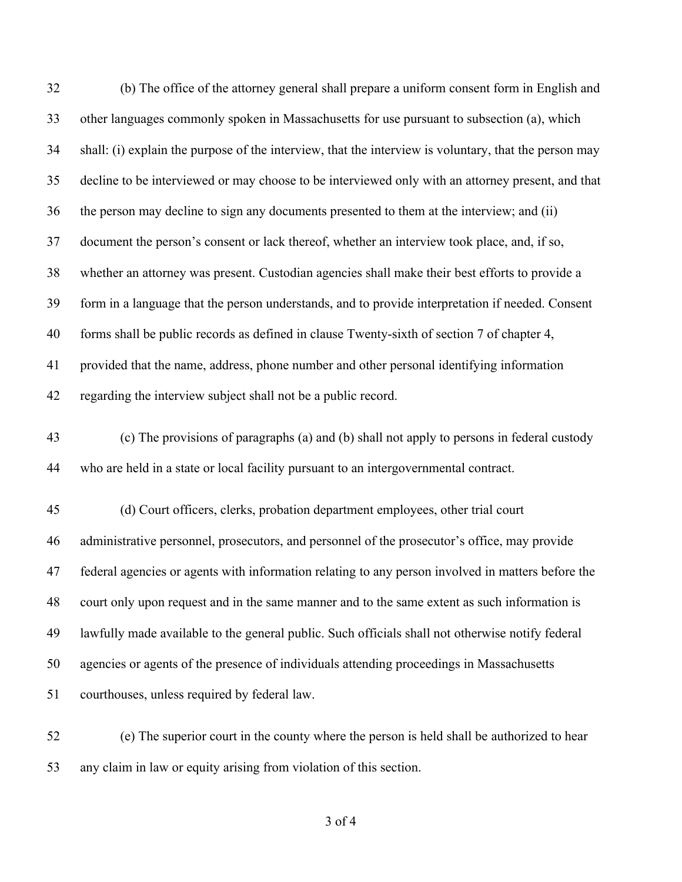(b) The office of the attorney general shall prepare a uniform consent form in English and other languages commonly spoken in Massachusetts for use pursuant to subsection (a), which shall: (i) explain the purpose of the interview, that the interview is voluntary, that the person may decline to be interviewed or may choose to be interviewed only with an attorney present, and that the person may decline to sign any documents presented to them at the interview; and (ii) document the person's consent or lack thereof, whether an interview took place, and, if so, whether an attorney was present. Custodian agencies shall make their best efforts to provide a form in a language that the person understands, and to provide interpretation if needed. Consent forms shall be public records as defined in clause Twenty-sixth of section 7 of chapter 4, provided that the name, address, phone number and other personal identifying information regarding the interview subject shall not be a public record.

(c) The provisions of paragraphs (a) and (b) shall not apply to persons in federal custody who are held in a state or local facility pursuant to an intergovernmental contract.

(d) Court officers, clerks, probation department employees, other trial court administrative personnel, prosecutors, and personnel of the prosecutor's office, may provide federal agencies or agents with information relating to any person involved in matters before the court only upon request and in the same manner and to the same extent as such information is lawfully made available to the general public. Such officials shall not otherwise notify federal agencies or agents of the presence of individuals attending proceedings in Massachusetts courthouses, unless required by federal law.

(e) The superior court in the county where the person is held shall be authorized to hear any claim in law or equity arising from violation of this section.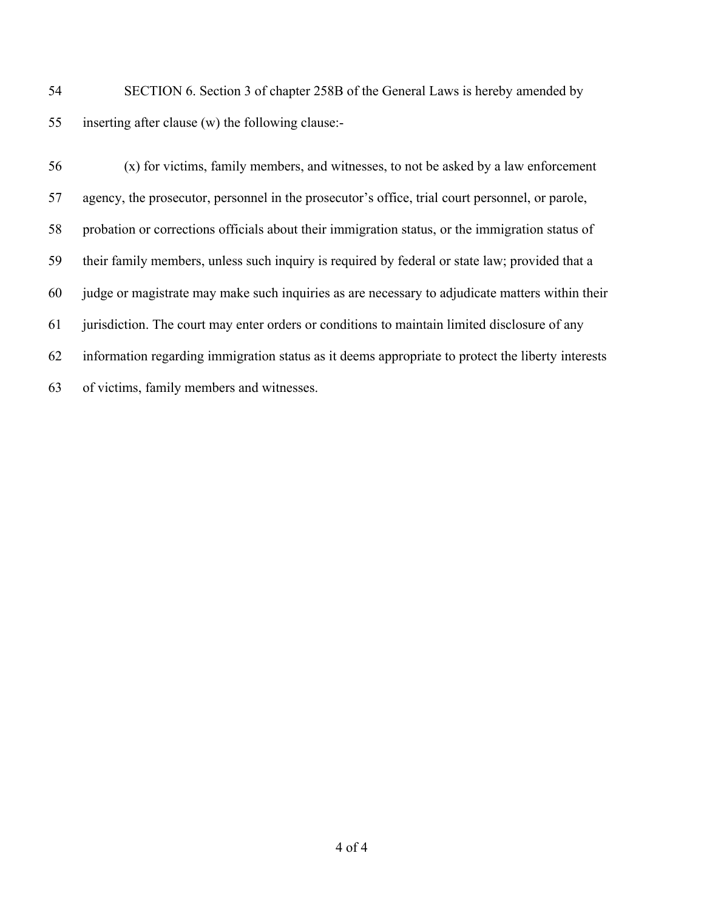SECTION 6. Section 3 of chapter 258B of the General Laws is hereby amended by inserting after clause (w) the following clause:-

(x) for victims, family members, and witnesses, to not be asked by a law enforcement agency, the prosecutor, personnel in the prosecutor's office, trial court personnel, or parole, probation or corrections officials about their immigration status, or the immigration status of their family members, unless such inquiry is required by federal or state law; provided that a judge or magistrate may make such inquiries as are necessary to adjudicate matters within their jurisdiction. The court may enter orders or conditions to maintain limited disclosure of any information regarding immigration status as it deems appropriate to protect the liberty interests of victims, family members and witnesses.